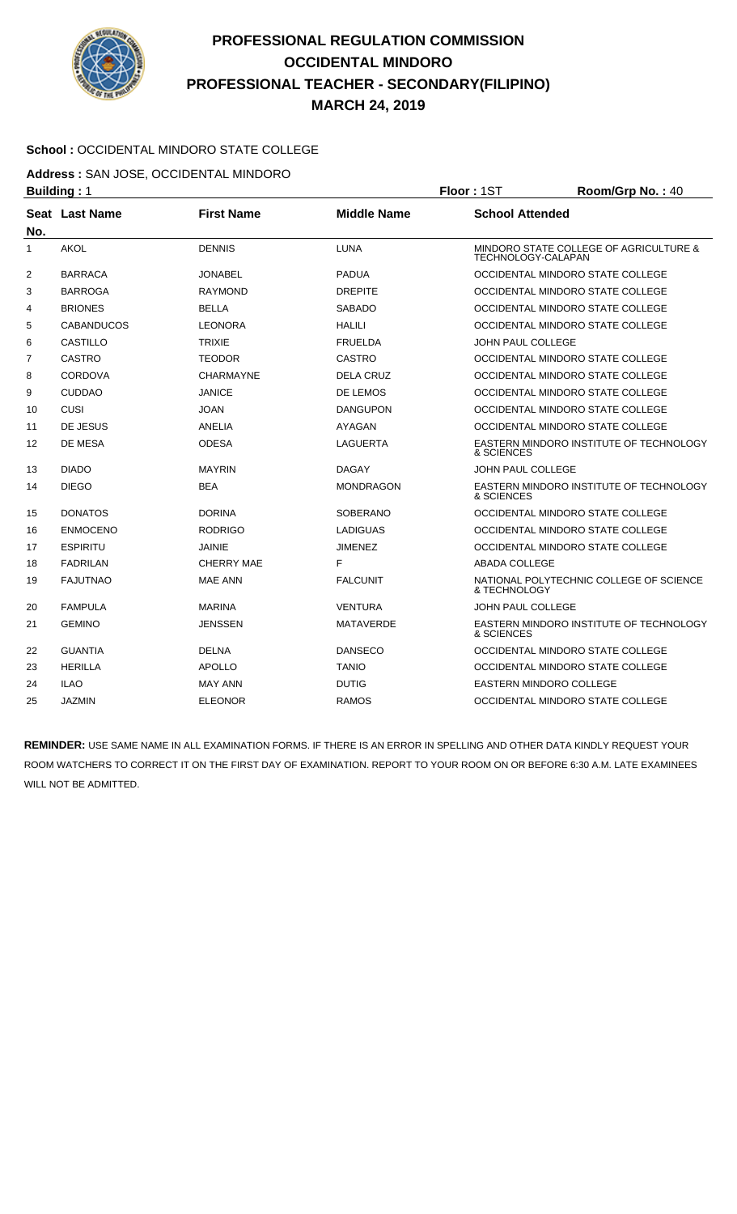# PROFESSIONAL REGULATION COMMISSION
## OCCIDENTAL MINDORO
## PROFESSIONAL TEACHER - SECONDARY(FILIPINO)
## MARCH 24, 2019

**School :** OCCIDENTAL MINDORO STATE COLLEGE

**Address :** SAN JOSE, OCCIDENTAL MINDORO

**Building :** 1 **Floor :** 1ST **Room/Grp No. :** 40

| Seat No. | Last Name | First Name | Middle Name | School Attended |
|---|---|---|---|---|
| 1 | AKOL | DENNIS | LUNA | MINDORO STATE COLLEGE OF AGRICULTURE & TECHNOLOGY-CALAPAN |
| 2 | BARRACA | JONABEL | PADUA | OCCIDENTAL MINDORO STATE COLLEGE |
| 3 | BARROGA | RAYMOND | DREPITE | OCCIDENTAL MINDORO STATE COLLEGE |
| 4 | BRIONES | BELLA | SABADO | OCCIDENTAL MINDORO STATE COLLEGE |
| 5 | CABANDUCOS | LEONORA | HALILI | OCCIDENTAL MINDORO STATE COLLEGE |
| 6 | CASTILLO | TRIXIE | FRUELDA | JOHN PAUL COLLEGE |
| 7 | CASTRO | TEODOR | CASTRO | OCCIDENTAL MINDORO STATE COLLEGE |
| 8 | CORDOVA | CHARMAYNE | DELA CRUZ | OCCIDENTAL MINDORO STATE COLLEGE |
| 9 | CUDDAO | JANICE | DE LEMOS | OCCIDENTAL MINDORO STATE COLLEGE |
| 10 | CUSI | JOAN | DANGUPON | OCCIDENTAL MINDORO STATE COLLEGE |
| 11 | DE JESUS | ANELIA | AYAGAN | OCCIDENTAL MINDORO STATE COLLEGE |
| 12 | DE MESA | ODESA | LAGUERTA | EASTERN MINDORO INSTITUTE OF TECHNOLOGY & SCIENCES |
| 13 | DIADO | MAYRIN | DAGAY | JOHN PAUL COLLEGE |
| 14 | DIEGO | BEA | MONDRAGON | EASTERN MINDORO INSTITUTE OF TECHNOLOGY & SCIENCES |
| 15 | DONATOS | DORINA | SOBERANO | OCCIDENTAL MINDORO STATE COLLEGE |
| 16 | ENMOCENO | RODRIGO | LADIGUAS | OCCIDENTAL MINDORO STATE COLLEGE |
| 17 | ESPIRITU | JAINIE | JIMENEZ | OCCIDENTAL MINDORO STATE COLLEGE |
| 18 | FADRILAN | CHERRY MAE | F | ABADA COLLEGE |
| 19 | FAJUTNAO | MAE ANN | FALCUNIT | NATIONAL POLYTECHNIC COLLEGE OF SCIENCE & TECHNOLOGY |
| 20 | FAMPULA | MARINA | VENTURA | JOHN PAUL COLLEGE |
| 21 | GEMINO | JENSSEN | MATAVERDE | EASTERN MINDORO INSTITUTE OF TECHNOLOGY & SCIENCES |
| 22 | GUANTIA | DELNA | DANSECO | OCCIDENTAL MINDORO STATE COLLEGE |
| 23 | HERILLA | APOLLO | TANIO | OCCIDENTAL MINDORO STATE COLLEGE |
| 24 | ILAO | MAY ANN | DUTIG | EASTERN MINDORO COLLEGE |
| 25 | JAZMIN | ELEONOR | RAMOS | OCCIDENTAL MINDORO STATE COLLEGE |

**REMINDER:** USE SAME NAME IN ALL EXAMINATION FORMS. IF THERE IS AN ERROR IN SPELLING AND OTHER DATA KINDLY REQUEST YOUR ROOM WATCHERS TO CORRECT IT ON THE FIRST DAY OF EXAMINATION. REPORT TO YOUR ROOM ON OR BEFORE 6:30 A.M. LATE EXAMINEES WILL NOT BE ADMITTED.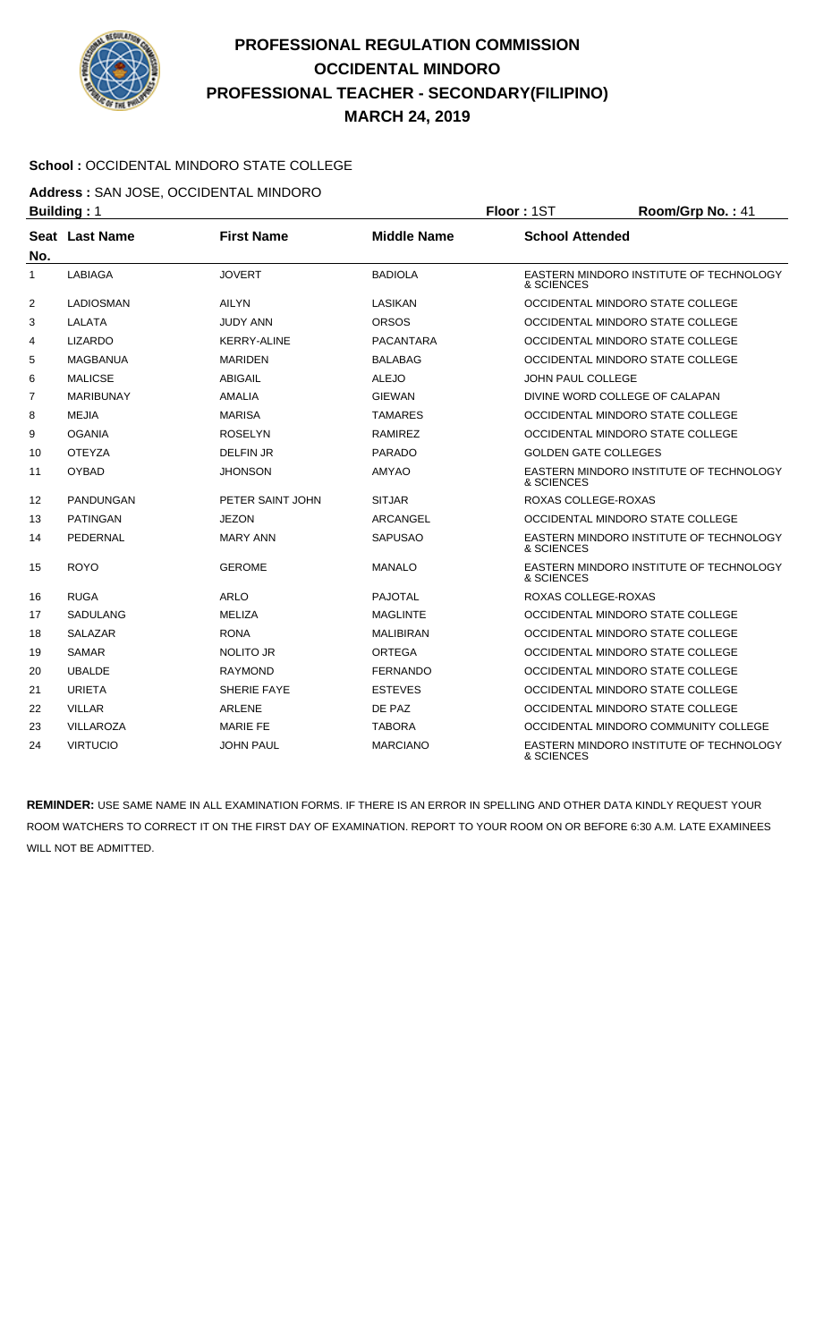# PROFESSIONAL REGULATION COMMISSION
# OCCIDENTAL MINDORO
# PROFESSIONAL TEACHER - SECONDARY(FILIPINO)
# MARCH 24, 2019

**School :** OCCIDENTAL MINDORO STATE COLLEGE

**Address :** SAN JOSE, OCCIDENTAL MINDORO

**Building :** 1 **Floor :** 1ST **Room/Grp No. :** 41

| Seat No. | Last Name | First Name | Middle Name | School Attended |
|---|---|---|---|---|
| 1 | LABIAGA | JOVERT | BADIOLA | EASTERN MINDORO INSTITUTE OF TECHNOLOGY & SCIENCES |
| 2 | LADIOSMAN | AILYN | LASIKAN | OCCIDENTAL MINDORO STATE COLLEGE |
| 3 | LALATA | JUDY ANN | ORSOS | OCCIDENTAL MINDORO STATE COLLEGE |
| 4 | LIZARDO | KERRY-ALINE | PACANTARA | OCCIDENTAL MINDORO STATE COLLEGE |
| 5 | MAGBANUA | MARIDEN | BALABAG | OCCIDENTAL MINDORO STATE COLLEGE |
| 6 | MALICSE | ABIGAIL | ALEJO | JOHN PAUL COLLEGE |
| 7 | MARIBUNAY | AMALIA | GIEWAN | DIVINE WORD COLLEGE OF CALAPAN |
| 8 | MEJIA | MARISA | TAMARES | OCCIDENTAL MINDORO STATE COLLEGE |
| 9 | OGANIA | ROSELYN | RAMIREZ | OCCIDENTAL MINDORO STATE COLLEGE |
| 10 | OTEYZA | DELFIN JR | PARADO | GOLDEN GATE COLLEGES |
| 11 | OYBAD | JHONSON | AMYAO | EASTERN MINDORO INSTITUTE OF TECHNOLOGY & SCIENCES |
| 12 | PANDUNGAN | PETER SAINT JOHN | SITJAR | ROXAS COLLEGE-ROXAS |
| 13 | PATINGAN | JEZON | ARCANGEL | OCCIDENTAL MINDORO STATE COLLEGE |
| 14 | PEDERNAL | MARY ANN | SAPUSAO | EASTERN MINDORO INSTITUTE OF TECHNOLOGY & SCIENCES |
| 15 | ROYO | GEROME | MANALO | EASTERN MINDORO INSTITUTE OF TECHNOLOGY & SCIENCES |
| 16 | RUGA | ARLO | PAJOTAL | ROXAS COLLEGE-ROXAS |
| 17 | SADULANG | MELIZA | MAGLINTE | OCCIDENTAL MINDORO STATE COLLEGE |
| 18 | SALAZAR | RONA | MALIBIRAN | OCCIDENTAL MINDORO STATE COLLEGE |
| 19 | SAMAR | NOLITO JR | ORTEGA | OCCIDENTAL MINDORO STATE COLLEGE |
| 20 | UBALDE | RAYMOND | FERNANDO | OCCIDENTAL MINDORO STATE COLLEGE |
| 21 | URIETA | SHERIE FAYE | ESTEVES | OCCIDENTAL MINDORO STATE COLLEGE |
| 22 | VILLAR | ARLENE | DE PAZ | OCCIDENTAL MINDORO STATE COLLEGE |
| 23 | VILLAROZA | MARIE FE | TABORA | OCCIDENTAL MINDORO COMMUNITY COLLEGE |
| 24 | VIRTUCIO | JOHN PAUL | MARCIANO | EASTERN MINDORO INSTITUTE OF TECHNOLOGY & SCIENCES |

**REMINDER:** USE SAME NAME IN ALL EXAMINATION FORMS. IF THERE IS AN ERROR IN SPELLING AND OTHER DATA KINDLY REQUEST YOUR ROOM WATCHERS TO CORRECT IT ON THE FIRST DAY OF EXAMINATION. REPORT TO YOUR ROOM ON OR BEFORE 6:30 A.M. LATE EXAMINEES WILL NOT BE ADMITTED.